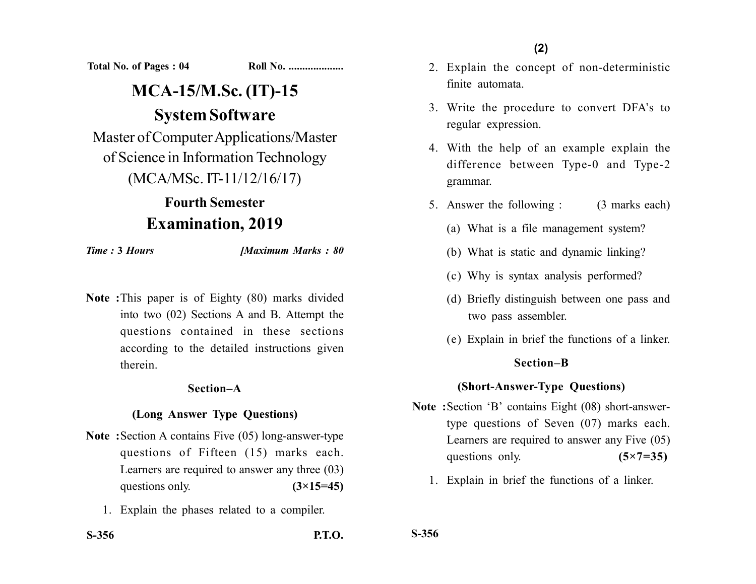Total No. of Pages : 04 Roll No. ....................

# MCA-15/M.Sc. (IT)-15

# System Software

Master of Computer Applications/Master of Science in Information Technology (MCA/MSc. IT-11/12/16/17)

## Fourth Semester

## Examination, 2019

*Time :* **3** *Hours* *[Maximum Marks : 80*

**Note :** This paper is of Eighty (80) marks divided into two (02) Sections A and B. Attempt the questions contained in these sections according to the detailed instructions given therein.

### Section–A

### (Long Answer Type Questions)

**Note :** Section A contains Five (05) long-answer-type questions of Fifteen (15) marks each. Learners are required to answer any three (03) questions only. **(3×15=45)**

1. Explain the phases related to a compiler.

2. Explain the concept of non-deterministic finite automata.

3. Write the procedure to convert DFA's to regular expression.

4. With the help of an example explain the difference between Type-0 and Type-2 grammar.

5. Answer the following : (3 marks each)

   (a) What is a file management system?

   (b) What is static and dynamic linking?

   (c) Why is syntax analysis performed?

   (d) Briefly distinguish between one pass and two pass assembler.

   (e) Explain in brief the functions of a linker.

### Section–B

### (Short-Answer-Type Questions)

**Note :** Section 'B' contains Eight (08) short-answer-type questions of Seven (07) marks each. Learners are required to answer any Five (05) questions only. **(5×7=35)**

1. Explain in brief the functions of a linker.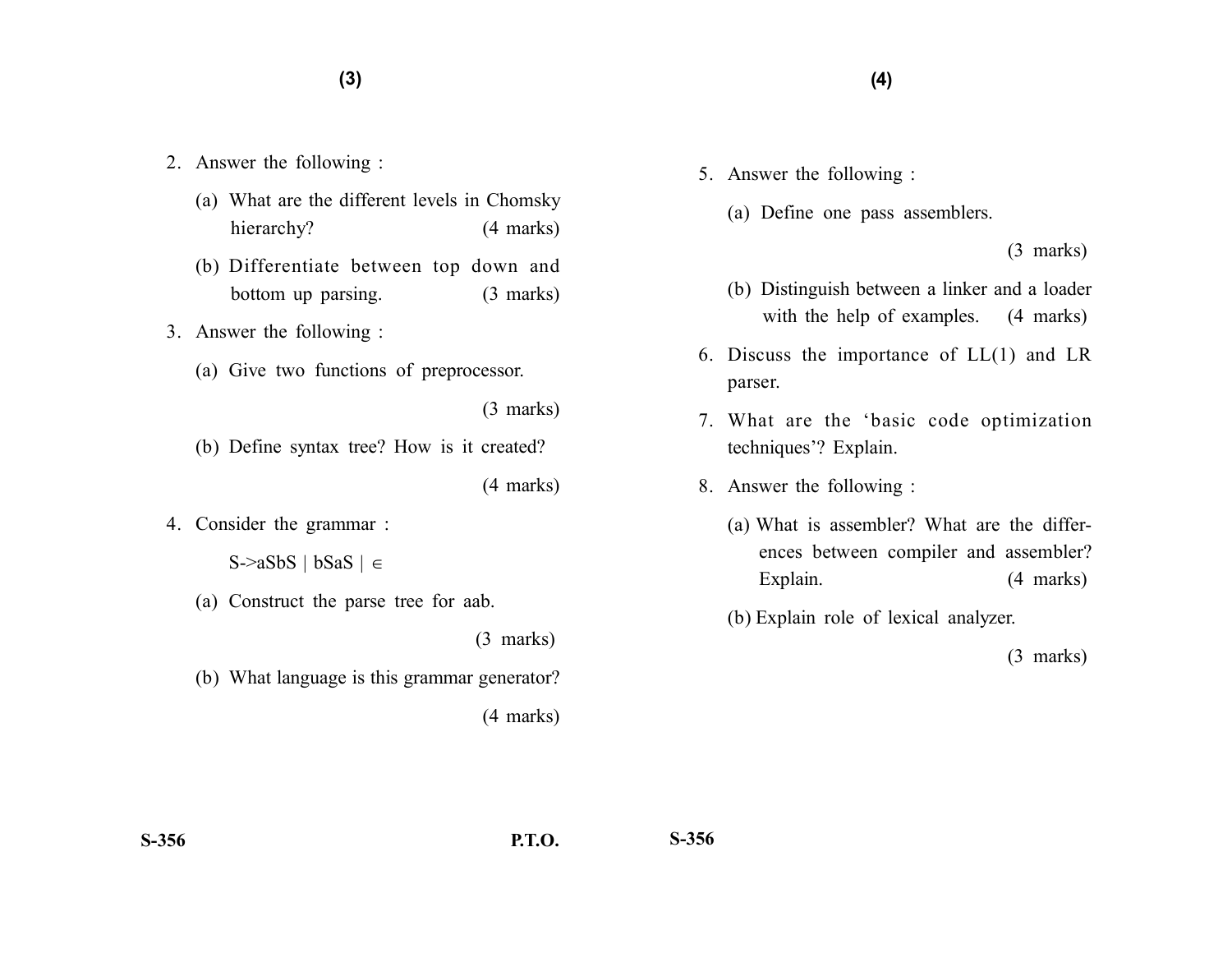2. Answer the following :

   (a) What are the different levels in Chomsky hierarchy? (4 marks)

   (b) Differentiate between top down and bottom up parsing. (3 marks)

3. Answer the following :

   (a) Give two functions of preprocessor. (3 marks)

   (b) Define syntax tree? How is it created? (4 marks)

4. Consider the grammar :

   $S \rightarrow aSbS \mid bSaS \mid \in$

   (a) Construct the parse tree for aab. (3 marks)

   (b) What language is this grammar generator? (4 marks)

5. Answer the following :

   (a) Define one pass assemblers. (3 marks)

   (b) Distinguish between a linker and a loader with the help of examples. (4 marks)

6. Discuss the importance of LL(1) and LR parser.

7. What are the 'basic code optimization techniques'? Explain.

8. Answer the following :

   (a) What is assembler? What are the differences between compiler and assembler? Explain. (4 marks)

   (b) Explain role of lexical analyzer. (3 marks)